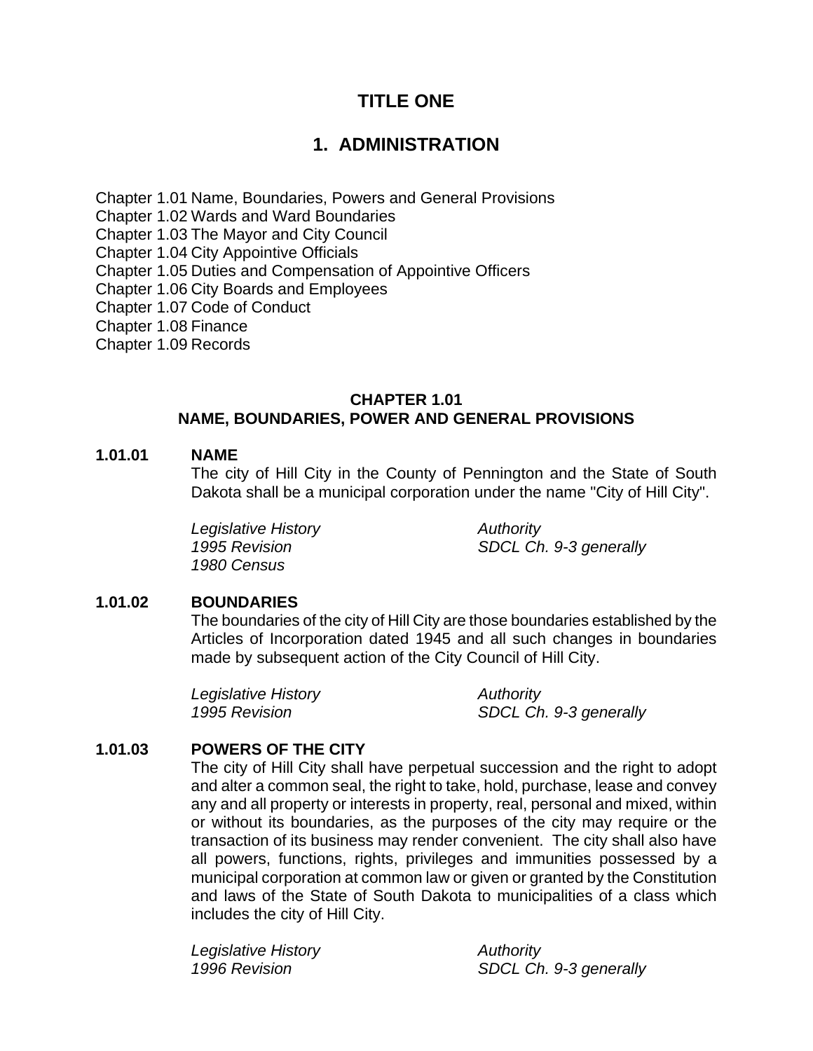# TITLE ONE

# 1. ADMINISTRATION

Chapter 1.01 Name, Boundaries, Powers and General Provisions
Chapter 1.02 Wards and Ward Boundaries
Chapter 1.03 The Mayor and City Council
Chapter 1.04 City Appointive Officials
Chapter 1.05 Duties and Compensation of Appointive Officers
Chapter 1.06 City Boards and Employees
Chapter 1.07 Code of Conduct
Chapter 1.08 Finance
Chapter 1.09 Records

## CHAPTER 1.01
## NAME, BOUNDARIES, POWER AND GENERAL PROVISIONS

### 1.01.01 NAME

The city of Hill City in the County of Pennington and the State of South Dakota shall be a municipal corporation under the name "City of Hill City".

| *Legislative History* | *Authority* |
|---|---|
| *1995 Revision* | *SDCL Ch. 9-3 generally* |
| *1980 Census* | |

### 1.01.02 BOUNDARIES

The boundaries of the city of Hill City are those boundaries established by the Articles of Incorporation dated 1945 and all such changes in boundaries made by subsequent action of the City Council of Hill City.

| *Legislative History* | *Authority* |
|---|---|
| *1995 Revision* | *SDCL Ch. 9-3 generally* |

### 1.01.03 POWERS OF THE CITY

The city of Hill City shall have perpetual succession and the right to adopt and alter a common seal, the right to take, hold, purchase, lease and convey any and all property or interests in property, real, personal and mixed, within or without its boundaries, as the purposes of the city may require or the transaction of its business may render convenient. The city shall also have all powers, functions, rights, privileges and immunities possessed by a municipal corporation at common law or given or granted by the Constitution and laws of the State of South Dakota to municipalities of a class which includes the city of Hill City.

| *Legislative History* | *Authority* |
|---|---|
| *1996 Revision* | *SDCL Ch. 9-3 generally* |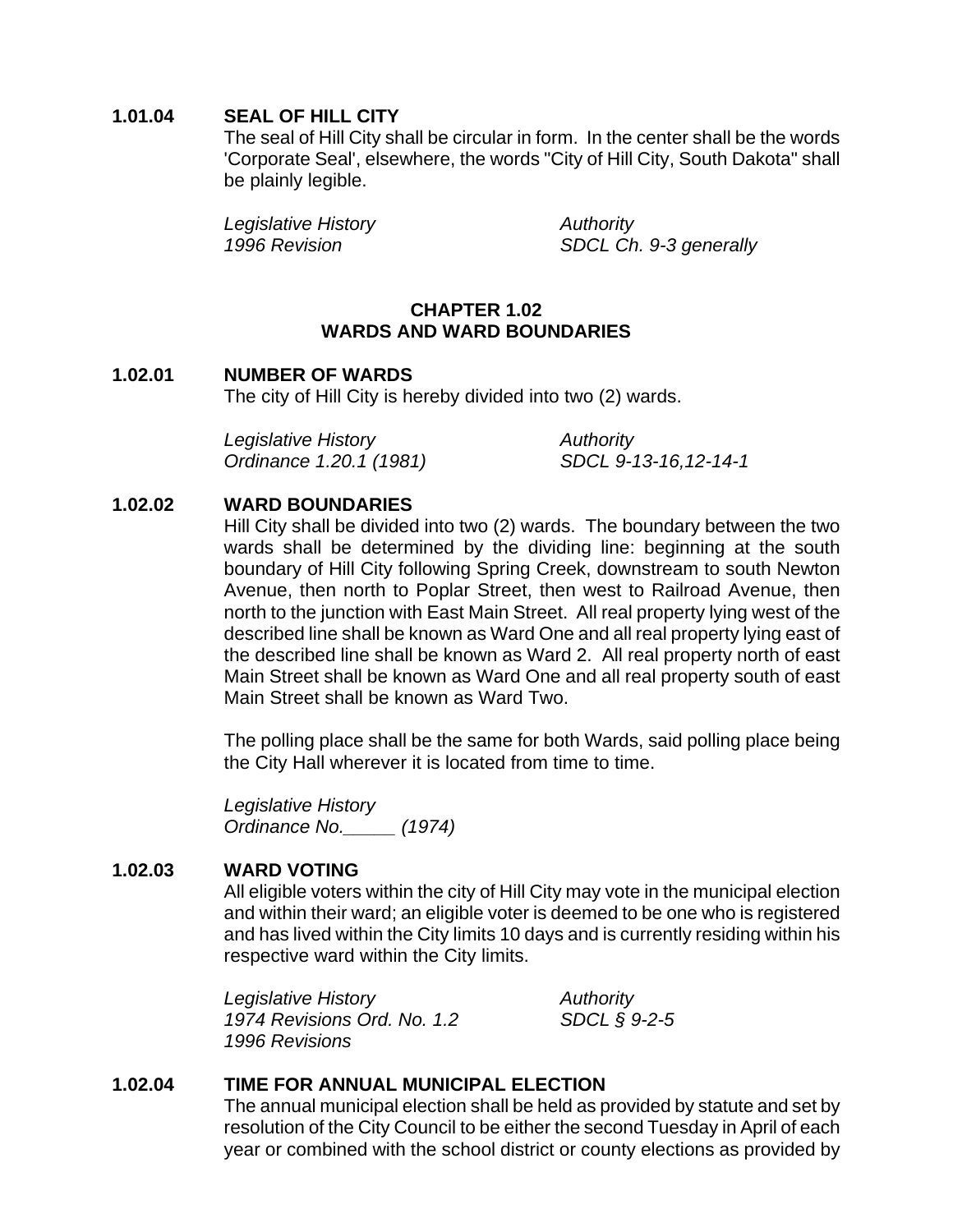**1.01.04 SEAL OF HILL CITY**

The seal of Hill City shall be circular in form. In the center shall be the words 'Corporate Seal', elsewhere, the words "City of Hill City, South Dakota" shall be plainly legible.

| *Legislative History* | *Authority* |
|---|---|
| *1996 Revision* | *SDCL Ch. 9-3 generally* |

## CHAPTER 1.02
## WARDS AND WARD BOUNDARIES

**1.02.01 NUMBER OF WARDS**

The city of Hill City is hereby divided into two (2) wards.

| *Legislative History* | *Authority* |
|---|---|
| *Ordinance 1.20.1 (1981)* | *SDCL 9-13-16,12-14-1* |

**1.02.02 WARD BOUNDARIES**

Hill City shall be divided into two (2) wards. The boundary between the two wards shall be determined by the dividing line: beginning at the south boundary of Hill City following Spring Creek, downstream to south Newton Avenue, then north to Poplar Street, then west to Railroad Avenue, then north to the junction with East Main Street. All real property lying west of the described line shall be known as Ward One and all real property lying east of the described line shall be known as Ward 2. All real property north of east Main Street shall be known as Ward One and all real property south of east Main Street shall be known as Ward Two.

The polling place shall be the same for both Wards, said polling place being the City Hall wherever it is located from time to time.

*Legislative History*
*Ordinance No._____ (1974)*

**1.02.03 WARD VOTING**

All eligible voters within the city of Hill City may vote in the municipal election and within their ward; an eligible voter is deemed to be one who is registered and has lived within the City limits 10 days and is currently residing within his respective ward within the City limits.

| *Legislative History* | *Authority* |
|---|---|
| *1974 Revisions Ord. No. 1.2* | *SDCL § 9-2-5* |
| *1996 Revisions* | |

**1.02.04 TIME FOR ANNUAL MUNICIPAL ELECTION**

The annual municipal election shall be held as provided by statute and set by resolution of the City Council to be either the second Tuesday in April of each year or combined with the school district or county elections as provided by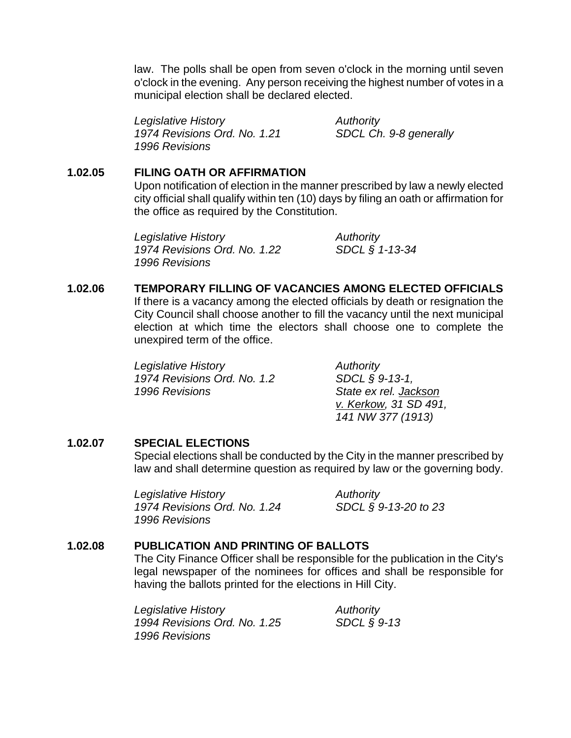law. The polls shall be open from seven o'clock in the morning until seven o'clock in the evening. Any person receiving the highest number of votes in a municipal election shall be declared elected.

| *Legislative History* | *Authority* |
|---|---|
| *1974 Revisions Ord. No. 1.21* | *SDCL Ch. 9-8 generally* |
| *1996 Revisions* | |

### 1.02.05 FILING OATH OR AFFIRMATION

Upon notification of election in the manner prescribed by law a newly elected city official shall qualify within ten (10) days by filing an oath or affirmation for the office as required by the Constitution.

| *Legislative History* | *Authority* |
|---|---|
| *1974 Revisions Ord. No. 1.22* | *SDCL § 1-13-34* |
| *1996 Revisions* | |

### 1.02.06 TEMPORARY FILLING OF VACANCIES AMONG ELECTED OFFICIALS

If there is a vacancy among the elected officials by death or resignation the City Council shall choose another to fill the vacancy until the next municipal election at which time the electors shall choose one to complete the unexpired term of the office.

| *Legislative History* | *Authority* |
|---|---|
| *1974 Revisions Ord. No. 1.2* | *SDCL § 9-13-1,* |
| *1996 Revisions* | *State ex rel. Jackson v. Kerkow, 31 SD 491, 141 NW 377 (1913)* |

### 1.02.07 SPECIAL ELECTIONS

Special elections shall be conducted by the City in the manner prescribed by law and shall determine question as required by law or the governing body.

| *Legislative History* | *Authority* |
|---|---|
| *1974 Revisions Ord. No. 1.24* | *SDCL § 9-13-20 to 23* |
| *1996 Revisions* | |

### 1.02.08 PUBLICATION AND PRINTING OF BALLOTS

The City Finance Officer shall be responsible for the publication in the City's legal newspaper of the nominees for offices and shall be responsible for having the ballots printed for the elections in Hill City.

| *Legislative History* | *Authority* |
|---|---|
| *1994 Revisions Ord. No. 1.25* | *SDCL § 9-13* |
| *1996 Revisions* | |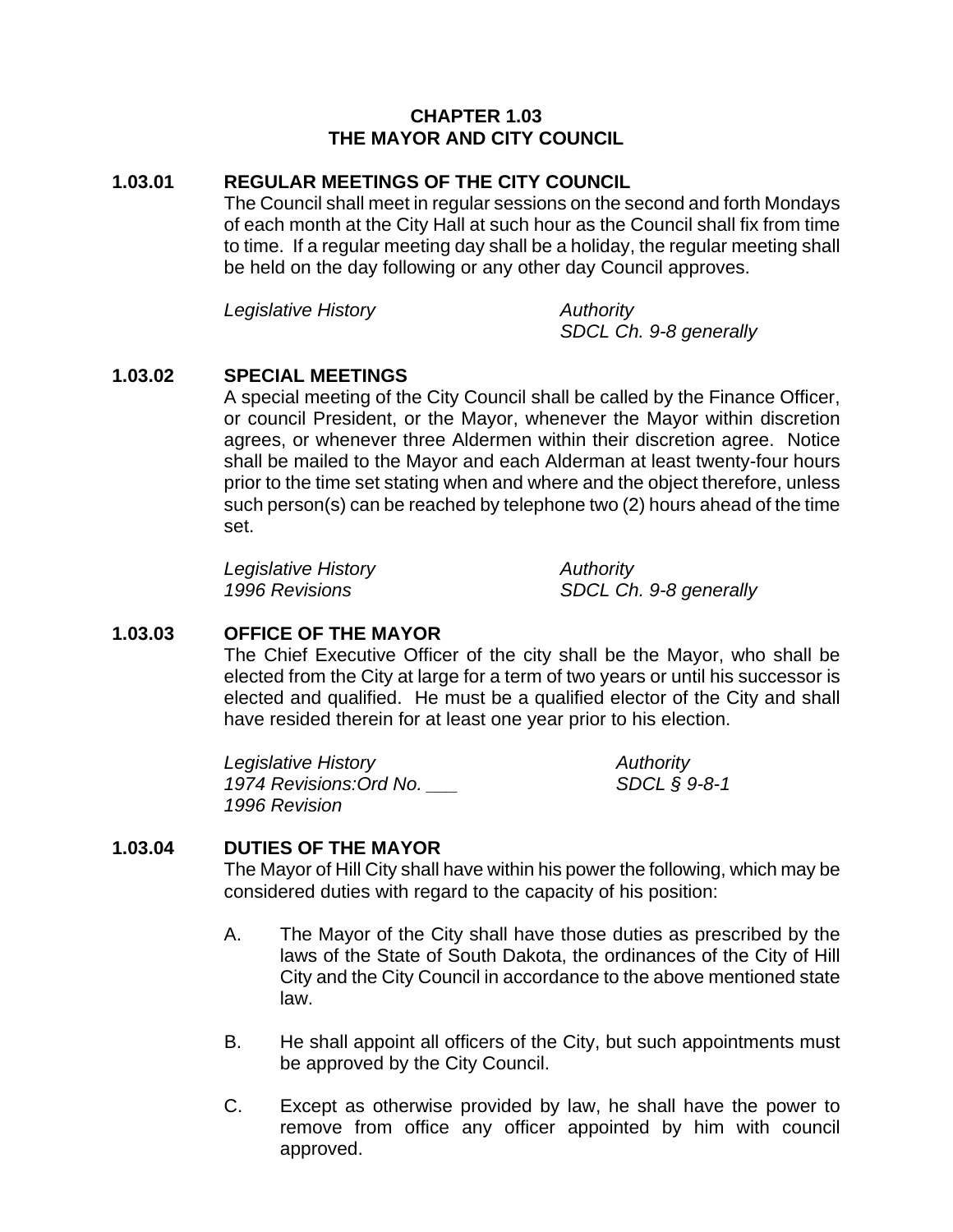# CHAPTER 1.03
# THE MAYOR AND CITY COUNCIL

## 1.03.01 REGULAR MEETINGS OF THE CITY COUNCIL

The Council shall meet in regular sessions on the second and forth Mondays of each month at the City Hall at such hour as the Council shall fix from time to time. If a regular meeting day shall be a holiday, the regular meeting shall be held on the day following or any other day Council approves.

| *Legislative History* | *Authority* |
| --- | --- |
| | *SDCL Ch. 9-8 generally* |

## 1.03.02 SPECIAL MEETINGS

A special meeting of the City Council shall be called by the Finance Officer, or council President, or the Mayor, whenever the Mayor within discretion agrees, or whenever three Aldermen within their discretion agree. Notice shall be mailed to the Mayor and each Alderman at least twenty-four hours prior to the time set stating when and where and the object therefore, unless such person(s) can be reached by telephone two (2) hours ahead of the time set.

| *Legislative History* | *Authority* |
| --- | --- |
| *1996 Revisions* | *SDCL Ch. 9-8 generally* |

## 1.03.03 OFFICE OF THE MAYOR

The Chief Executive Officer of the city shall be the Mayor, who shall be elected from the City at large for a term of two years or until his successor is elected and qualified. He must be a qualified elector of the City and shall have resided therein for at least one year prior to his election.

| *Legislative History* | *Authority* |
| --- | --- |
| *1974 Revisions:Ord No. ___* | *SDCL § 9-8-1* |
| *1996 Revision* | |

## 1.03.04 DUTIES OF THE MAYOR

The Mayor of Hill City shall have within his power the following, which may be considered duties with regard to the capacity of his position:

A. The Mayor of the City shall have those duties as prescribed by the laws of the State of South Dakota, the ordinances of the City of Hill City and the City Council in accordance to the above mentioned state law.

B. He shall appoint all officers of the City, but such appointments must be approved by the City Council.

C. Except as otherwise provided by law, he shall have the power to remove from office any officer appointed by him with council approved.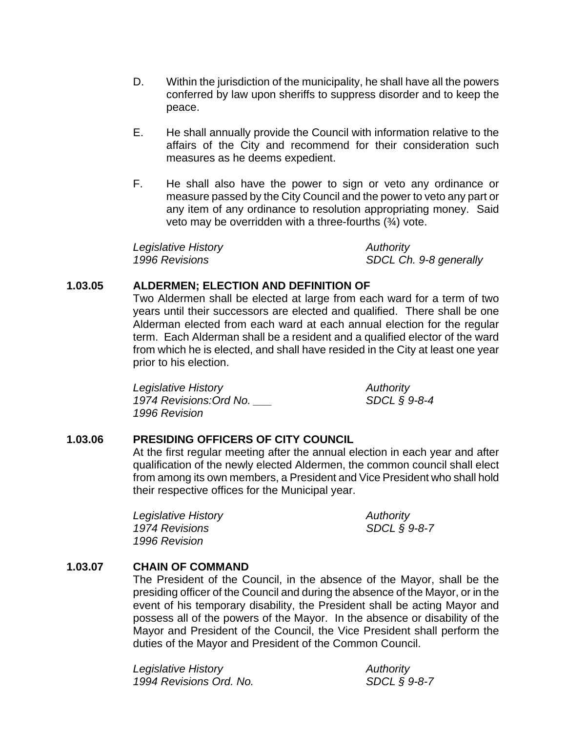D. Within the jurisdiction of the municipality, he shall have all the powers conferred by law upon sheriffs to suppress disorder and to keep the peace.

E. He shall annually provide the Council with information relative to the affairs of the City and recommend for their consideration such measures as he deems expedient.

F. He shall also have the power to sign or veto any ordinance or measure passed by the City Council and the power to veto any part or any item of any ordinance to resolution appropriating money. Said veto may be overridden with a three-fourths (¾) vote.

| *Legislative History* | *Authority* |
|---|---|
| *1996 Revisions* | *SDCL Ch. 9-8 generally* |

**1.03.05 ALDERMEN; ELECTION AND DEFINITION OF**

Two Aldermen shall be elected at large from each ward for a term of two years until their successors are elected and qualified. There shall be one Alderman elected from each ward at each annual election for the regular term. Each Alderman shall be a resident and a qualified elector of the ward from which he is elected, and shall have resided in the City at least one year prior to his election.

| *Legislative History* | *Authority* |
|---|---|
| *1974 Revisions:Ord No. ___* | *SDCL § 9-8-4* |
| *1996 Revision* | |

**1.03.06 PRESIDING OFFICERS OF CITY COUNCIL**

At the first regular meeting after the annual election in each year and after qualification of the newly elected Aldermen, the common council shall elect from among its own members, a President and Vice President who shall hold their respective offices for the Municipal year.

| *Legislative History* | *Authority* |
|---|---|
| *1974 Revisions* | *SDCL § 9-8-7* |
| *1996 Revision* | |

**1.03.07 CHAIN OF COMMAND**

The President of the Council, in the absence of the Mayor, shall be the presiding officer of the Council and during the absence of the Mayor, or in the event of his temporary disability, the President shall be acting Mayor and possess all of the powers of the Mayor. In the absence or disability of the Mayor and President of the Council, the Vice President shall perform the duties of the Mayor and President of the Common Council.

| *Legislative History* | *Authority* |
|---|---|
| *1994 Revisions Ord. No.* | *SDCL § 9-8-7* |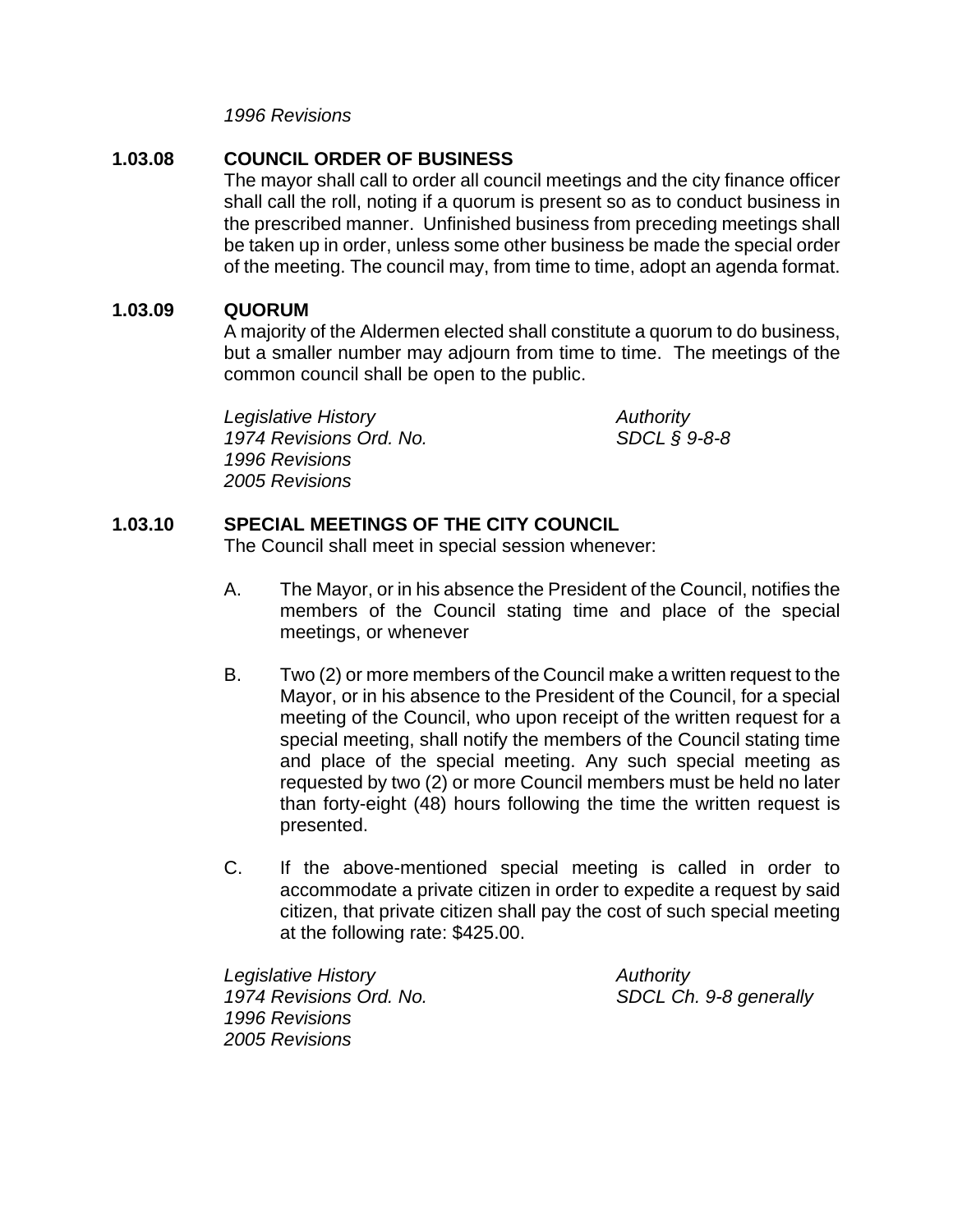*1996 Revisions*

### 1.03.08 COUNCIL ORDER OF BUSINESS

The mayor shall call to order all council meetings and the city finance officer shall call the roll, noting if a quorum is present so as to conduct business in the prescribed manner. Unfinished business from preceding meetings shall be taken up in order, unless some other business be made the special order of the meeting. The council may, from time to time, adopt an agenda format.

### 1.03.09 QUORUM

A majority of the Aldermen elected shall constitute a quorum to do business, but a smaller number may adjourn from time to time. The meetings of the common council shall be open to the public.

| *Legislative History* | *Authority* |
|---|---|
| *1974 Revisions Ord. No.* | *SDCL § 9-8-8* |
| *1996 Revisions* | |
| *2005 Revisions* | |

### 1.03.10 SPECIAL MEETINGS OF THE CITY COUNCIL

The Council shall meet in special session whenever:

A. The Mayor, or in his absence the President of the Council, notifies the members of the Council stating time and place of the special meetings, or whenever

B. Two (2) or more members of the Council make a written request to the Mayor, or in his absence to the President of the Council, for a special meeting of the Council, who upon receipt of the written request for a special meeting, shall notify the members of the Council stating time and place of the special meeting. Any such special meeting as requested by two (2) or more Council members must be held no later than forty-eight (48) hours following the time the written request is presented.

C. If the above-mentioned special meeting is called in order to accommodate a private citizen in order to expedite a request by said citizen, that private citizen shall pay the cost of such special meeting at the following rate: $425.00.

| *Legislative History* | *Authority* |
|---|---|
| *1974 Revisions Ord. No.* | *SDCL Ch. 9-8 generally* |
| *1996 Revisions* | |
| *2005 Revisions* | |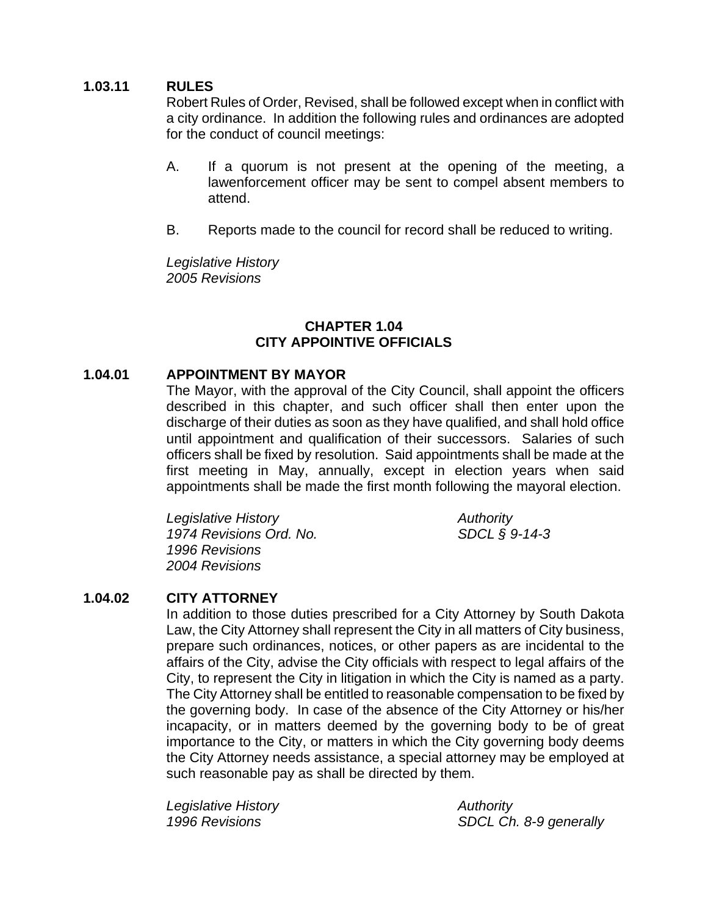### 1.03.11 RULES

Robert Rules of Order, Revised, shall be followed except when in conflict with a city ordinance. In addition the following rules and ordinances are adopted for the conduct of council meetings:

A. If a quorum is not present at the opening of the meeting, a lawenforcement officer may be sent to compel absent members to attend.

B. Reports made to the council for record shall be reduced to writing.

*Legislative History*
*2005 Revisions*

## CHAPTER 1.04
## CITY APPOINTIVE OFFICIALS

### 1.04.01 APPOINTMENT BY MAYOR

The Mayor, with the approval of the City Council, shall appoint the officers described in this chapter, and such officer shall then enter upon the discharge of their duties as soon as they have qualified, and shall hold office until appointment and qualification of their successors. Salaries of such officers shall be fixed by resolution. Said appointments shall be made at the first meeting in May, annually, except in election years when said appointments shall be made the first month following the mayoral election.

| *Legislative History* | *Authority* |
|---|---|
| *1974 Revisions Ord. No.* | *SDCL § 9-14-3* |
| *1996 Revisions* | |
| *2004 Revisions* | |

### 1.04.02 CITY ATTORNEY

In addition to those duties prescribed for a City Attorney by South Dakota Law, the City Attorney shall represent the City in all matters of City business, prepare such ordinances, notices, or other papers as are incidental to the affairs of the City, advise the City officials with respect to legal affairs of the City, to represent the City in litigation in which the City is named as a party. The City Attorney shall be entitled to reasonable compensation to be fixed by the governing body. In case of the absence of the City Attorney or his/her incapacity, or in matters deemed by the governing body to be of great importance to the City, or matters in which the City governing body deems the City Attorney needs assistance, a special attorney may be employed at such reasonable pay as shall be directed by them.

| *Legislative History* | *Authority* |
|---|---|
| *1996 Revisions* | *SDCL Ch. 8-9 generally* |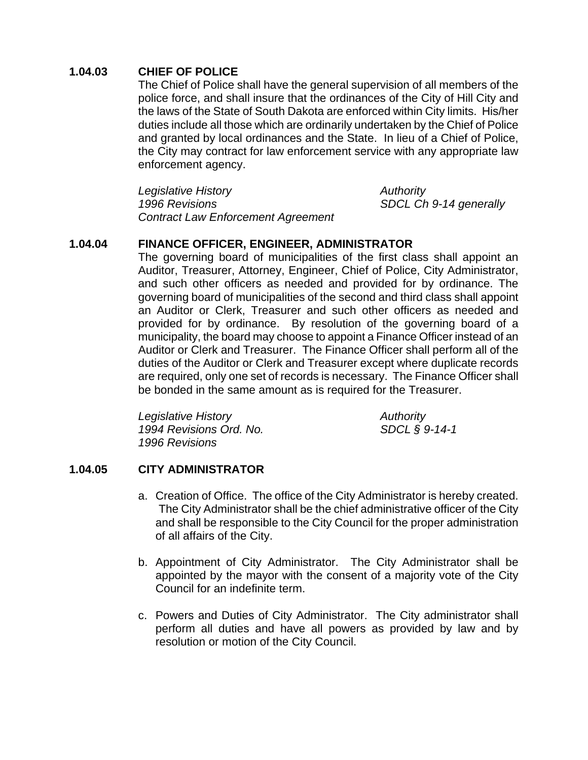### 1.04.03 CHIEF OF POLICE

The Chief of Police shall have the general supervision of all members of the police force, and shall insure that the ordinances of the City of Hill City and the laws of the State of South Dakota are enforced within City limits. His/her duties include all those which are ordinarily undertaken by the Chief of Police and granted by local ordinances and the State. In lieu of a Chief of Police, the City may contract for law enforcement service with any appropriate law enforcement agency.

| *Legislative History* | *Authority* |
|---|---|
| *1996 Revisions* | *SDCL Ch 9-14 generally* |
| *Contract Law Enforcement Agreement* | |

### 1.04.04 FINANCE OFFICER, ENGINEER, ADMINISTRATOR

The governing board of municipalities of the first class shall appoint an Auditor, Treasurer, Attorney, Engineer, Chief of Police, City Administrator, and such other officers as needed and provided for by ordinance. The governing board of municipalities of the second and third class shall appoint an Auditor or Clerk, Treasurer and such other officers as needed and provided for by ordinance. By resolution of the governing board of a municipality, the board may choose to appoint a Finance Officer instead of an Auditor or Clerk and Treasurer. The Finance Officer shall perform all of the duties of the Auditor or Clerk and Treasurer except where duplicate records are required, only one set of records is necessary. The Finance Officer shall be bonded in the same amount as is required for the Treasurer.

| *Legislative History* | *Authority* |
|---|---|
| *1994 Revisions Ord. No.* | *SDCL § 9-14-1* |
| *1996 Revisions* | |

### 1.04.05 CITY ADMINISTRATOR

a. Creation of Office. The office of the City Administrator is hereby created. The City Administrator shall be the chief administrative officer of the City and shall be responsible to the City Council for the proper administration of all affairs of the City.

b. Appointment of City Administrator. The City Administrator shall be appointed by the mayor with the consent of a majority vote of the City Council for an indefinite term.

c. Powers and Duties of City Administrator. The City administrator shall perform all duties and have all powers as provided by law and by resolution or motion of the City Council.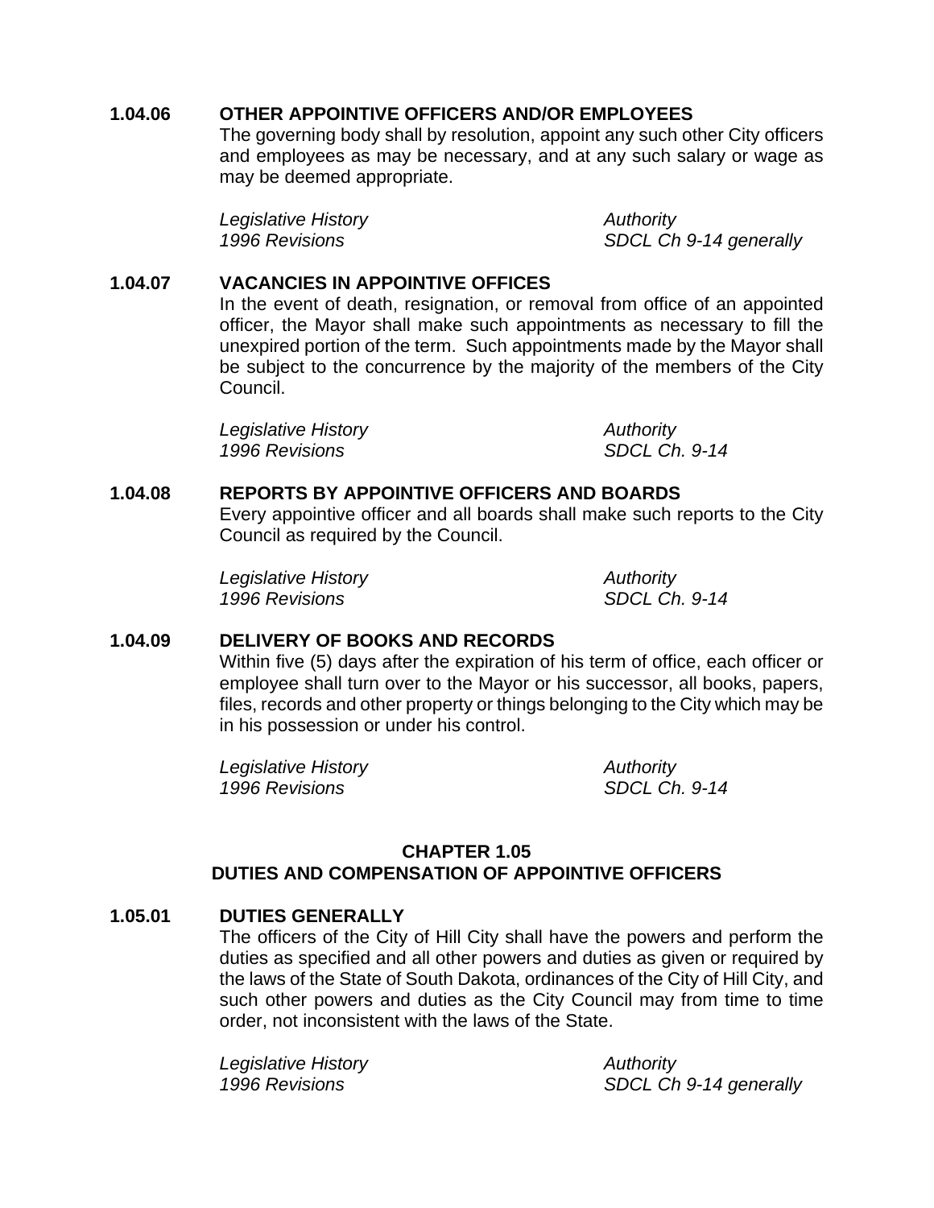### 1.04.06 OTHER APPOINTIVE OFFICERS AND/OR EMPLOYEES

The governing body shall by resolution, appoint any such other City officers and employees as may be necessary, and at any such salary or wage as may be deemed appropriate.

| *Legislative History* | *Authority* |
|---|---|
| *1996 Revisions* | *SDCL Ch 9-14 generally* |

### 1.04.07 VACANCIES IN APPOINTIVE OFFICES

In the event of death, resignation, or removal from office of an appointed officer, the Mayor shall make such appointments as necessary to fill the unexpired portion of the term. Such appointments made by the Mayor shall be subject to the concurrence by the majority of the members of the City Council.

| *Legislative History* | *Authority* |
|---|---|
| *1996 Revisions* | *SDCL Ch. 9-14* |

### 1.04.08 REPORTS BY APPOINTIVE OFFICERS AND BOARDS

Every appointive officer and all boards shall make such reports to the City Council as required by the Council.

| *Legislative History* | *Authority* |
|---|---|
| *1996 Revisions* | *SDCL Ch. 9-14* |

### 1.04.09 DELIVERY OF BOOKS AND RECORDS

Within five (5) days after the expiration of his term of office, each officer or employee shall turn over to the Mayor or his successor, all books, papers, files, records and other property or things belonging to the City which may be in his possession or under his control.

| *Legislative History* | *Authority* |
|---|---|
| *1996 Revisions* | *SDCL Ch. 9-14* |

## CHAPTER 1.05
## DUTIES AND COMPENSATION OF APPOINTIVE OFFICERS

### 1.05.01 DUTIES GENERALLY

The officers of the City of Hill City shall have the powers and perform the duties as specified and all other powers and duties as given or required by the laws of the State of South Dakota, ordinances of the City of Hill City, and such other powers and duties as the City Council may from time to time order, not inconsistent with the laws of the State.

| *Legislative History* | *Authority* |
|---|---|
| *1996 Revisions* | *SDCL Ch 9-14 generally* |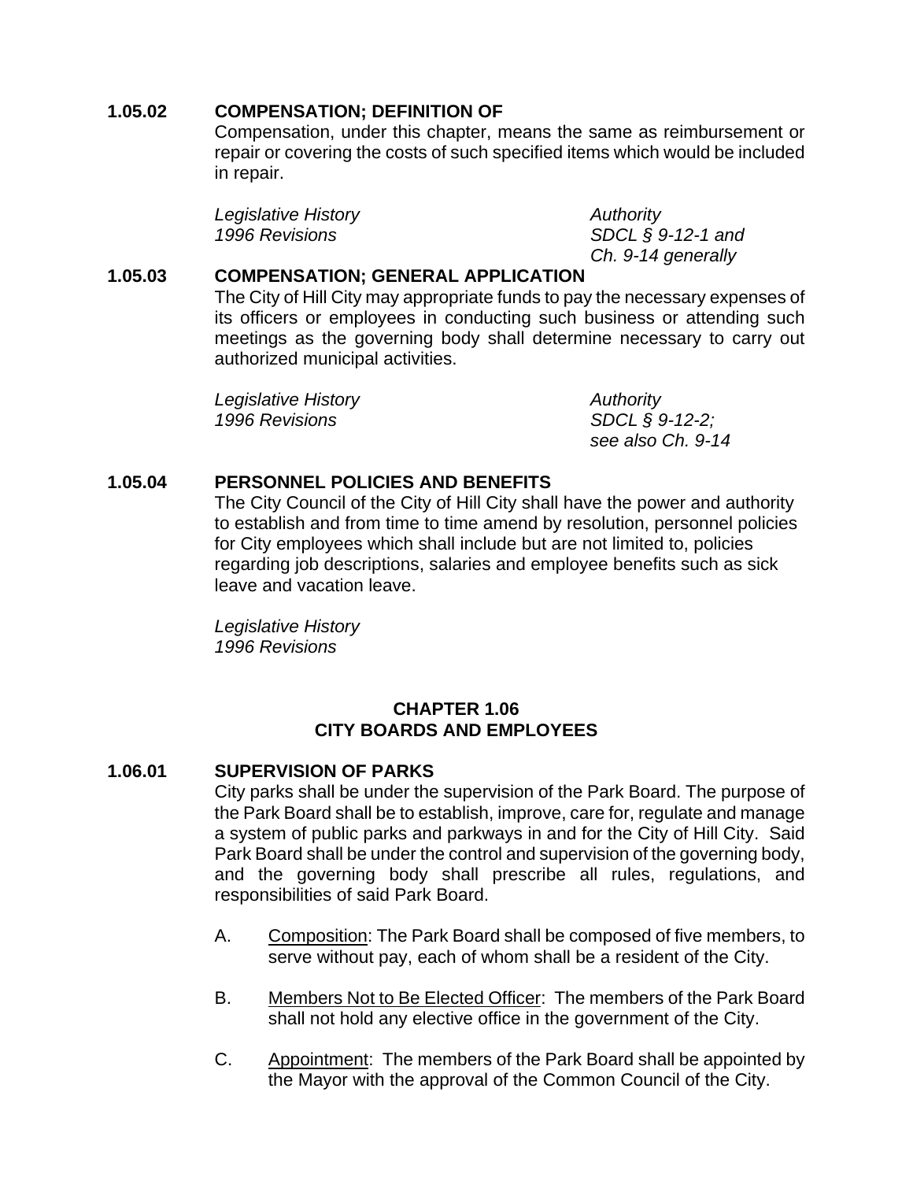### 1.05.02 COMPENSATION; DEFINITION OF

Compensation, under this chapter, means the same as reimbursement or repair or covering the costs of such specified items which would be included in repair.

| *Legislative History* | *Authority* |
|---|---|
| *1996 Revisions* | *SDCL § 9-12-1 and Ch. 9-14 generally* |

### 1.05.03 COMPENSATION; GENERAL APPLICATION

The City of Hill City may appropriate funds to pay the necessary expenses of its officers or employees in conducting such business or attending such meetings as the governing body shall determine necessary to carry out authorized municipal activities.

| *Legislative History* | *Authority* |
|---|---|
| *1996 Revisions* | *SDCL § 9-12-2; see also Ch. 9-14* |

### 1.05.04 PERSONNEL POLICIES AND BENEFITS

The City Council of the City of Hill City shall have the power and authority to establish and from time to time amend by resolution, personnel policies for City employees which shall include but are not limited to, policies regarding job descriptions, salaries and employee benefits such as sick leave and vacation leave.

*Legislative History*
*1996 Revisions*

## CHAPTER 1.06
## CITY BOARDS AND EMPLOYEES

### 1.06.01 SUPERVISION OF PARKS

City parks shall be under the supervision of the Park Board. The purpose of the Park Board shall be to establish, improve, care for, regulate and manage a system of public parks and parkways in and for the City of Hill City. Said Park Board shall be under the control and supervision of the governing body, and the governing body shall prescribe all rules, regulations, and responsibilities of said Park Board.

A. Composition: The Park Board shall be composed of five members, to serve without pay, each of whom shall be a resident of the City.

B. Members Not to Be Elected Officer: The members of the Park Board shall not hold any elective office in the government of the City.

C. Appointment: The members of the Park Board shall be appointed by the Mayor with the approval of the Common Council of the City.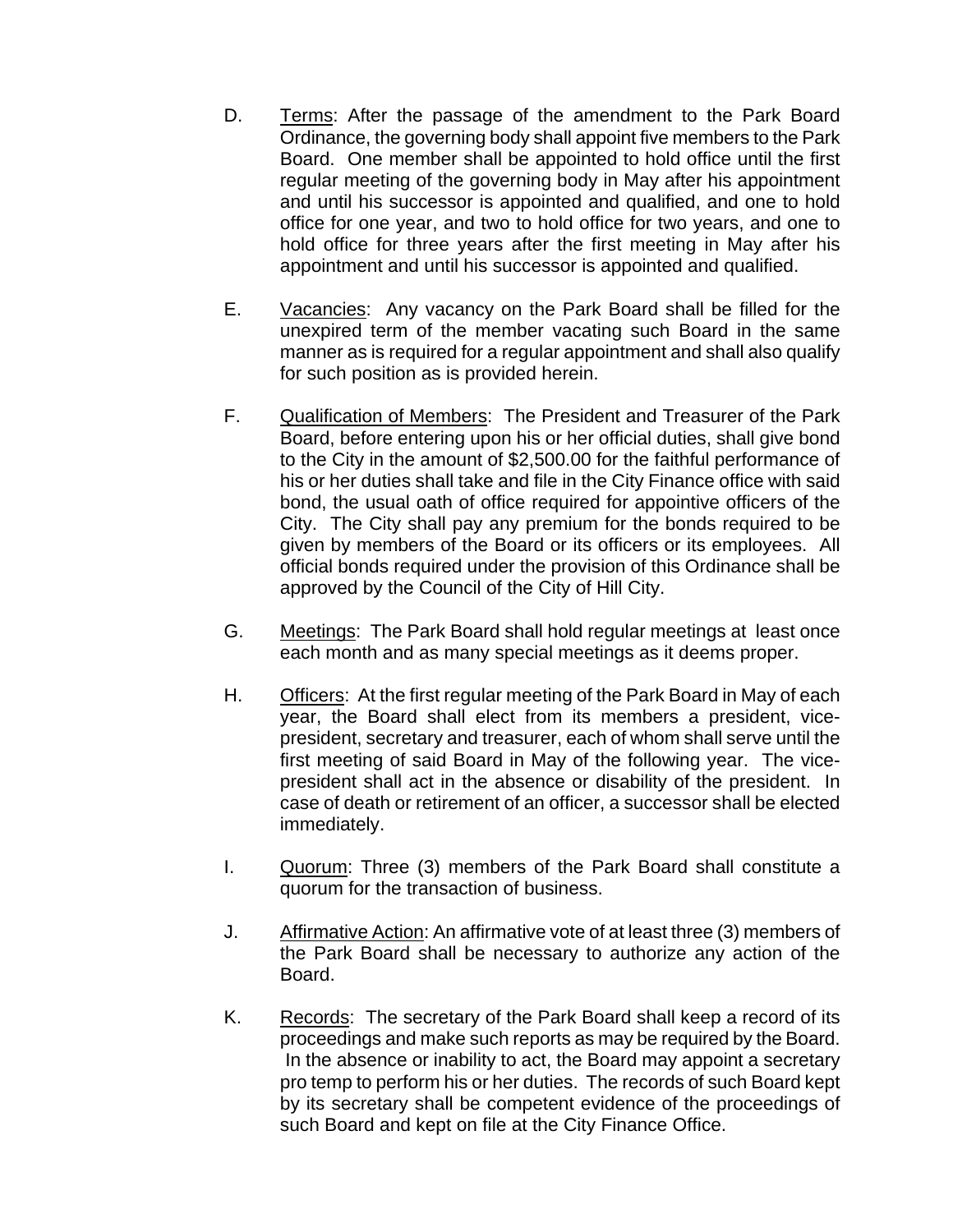D. <u>Terms</u>: After the passage of the amendment to the Park Board Ordinance, the governing body shall appoint five members to the Park Board. One member shall be appointed to hold office until the first regular meeting of the governing body in May after his appointment and until his successor is appointed and qualified, and one to hold office for one year, and two to hold office for two years, and one to hold office for three years after the first meeting in May after his appointment and until his successor is appointed and qualified.

E. <u>Vacancies</u>: Any vacancy on the Park Board shall be filled for the unexpired term of the member vacating such Board in the same manner as is required for a regular appointment and shall also qualify for such position as is provided herein.

F. <u>Qualification of Members</u>: The President and Treasurer of the Park Board, before entering upon his or her official duties, shall give bond to the City in the amount of $2,500.00 for the faithful performance of his or her duties shall take and file in the City Finance office with said bond, the usual oath of office required for appointive officers of the City. The City shall pay any premium for the bonds required to be given by members of the Board or its officers or its employees. All official bonds required under the provision of this Ordinance shall be approved by the Council of the City of Hill City.

G. <u>Meetings</u>: The Park Board shall hold regular meetings at least once each month and as many special meetings as it deems proper.

H. <u>Officers</u>: At the first regular meeting of the Park Board in May of each year, the Board shall elect from its members a president, vice-president, secretary and treasurer, each of whom shall serve until the first meeting of said Board in May of the following year. The vice-president shall act in the absence or disability of the president. In case of death or retirement of an officer, a successor shall be elected immediately.

I. <u>Quorum</u>: Three (3) members of the Park Board shall constitute a quorum for the transaction of business.

J. <u>Affirmative Action</u>: An affirmative vote of at least three (3) members of the Park Board shall be necessary to authorize any action of the Board.

K. <u>Records</u>: The secretary of the Park Board shall keep a record of its proceedings and make such reports as may be required by the Board. In the absence or inability to act, the Board may appoint a secretary pro temp to perform his or her duties. The records of such Board kept by its secretary shall be competent evidence of the proceedings of such Board and kept on file at the City Finance Office.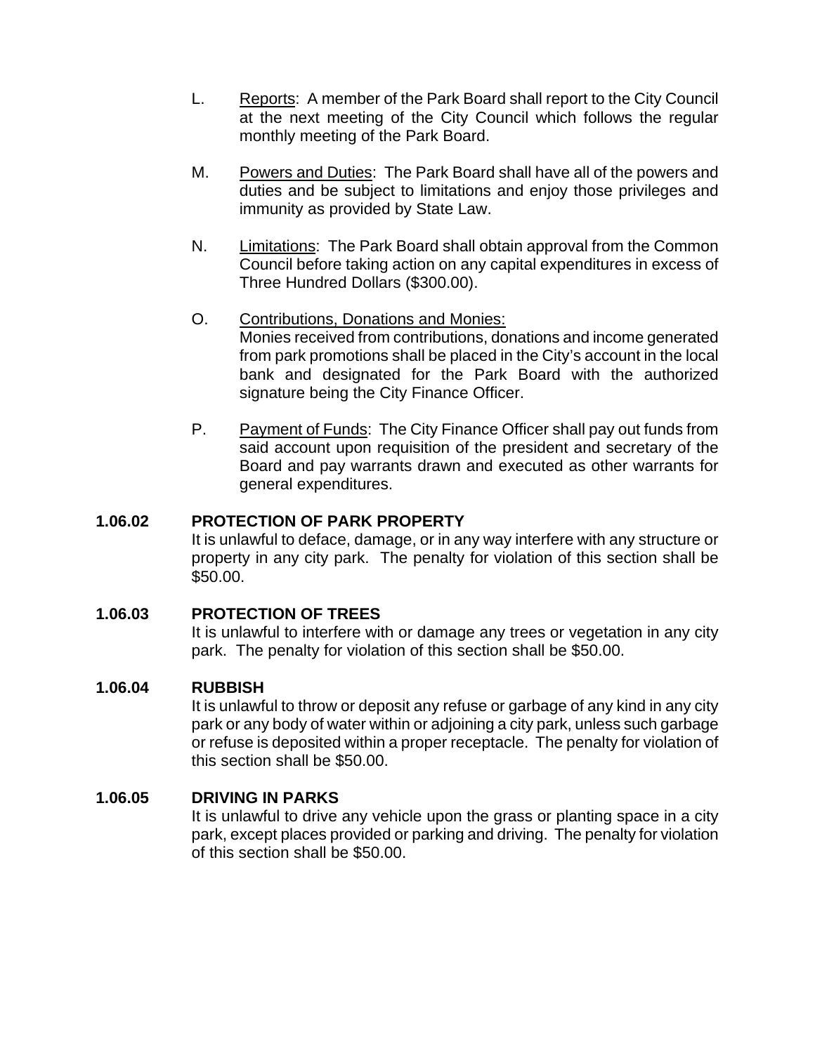L. Reports: A member of the Park Board shall report to the City Council at the next meeting of the City Council which follows the regular monthly meeting of the Park Board.

M. Powers and Duties: The Park Board shall have all of the powers and duties and be subject to limitations and enjoy those privileges and immunity as provided by State Law.

N. Limitations: The Park Board shall obtain approval from the Common Council before taking action on any capital expenditures in excess of Three Hundred Dollars ($300.00).

O. Contributions, Donations and Monies:
Monies received from contributions, donations and income generated from park promotions shall be placed in the City's account in the local bank and designated for the Park Board with the authorized signature being the City Finance Officer.

P. Payment of Funds: The City Finance Officer shall pay out funds from said account upon requisition of the president and secretary of the Board and pay warrants drawn and executed as other warrants for general expenditures.

**1.06.02 PROTECTION OF PARK PROPERTY**

It is unlawful to deface, damage, or in any way interfere with any structure or property in any city park. The penalty for violation of this section shall be $50.00.

**1.06.03 PROTECTION OF TREES**

It is unlawful to interfere with or damage any trees or vegetation in any city park. The penalty for violation of this section shall be $50.00.

**1.06.04 RUBBISH**

It is unlawful to throw or deposit any refuse or garbage of any kind in any city park or any body of water within or adjoining a city park, unless such garbage or refuse is deposited within a proper receptacle. The penalty for violation of this section shall be $50.00.

**1.06.05 DRIVING IN PARKS**

It is unlawful to drive any vehicle upon the grass or planting space in a city park, except places provided or parking and driving. The penalty for violation of this section shall be $50.00.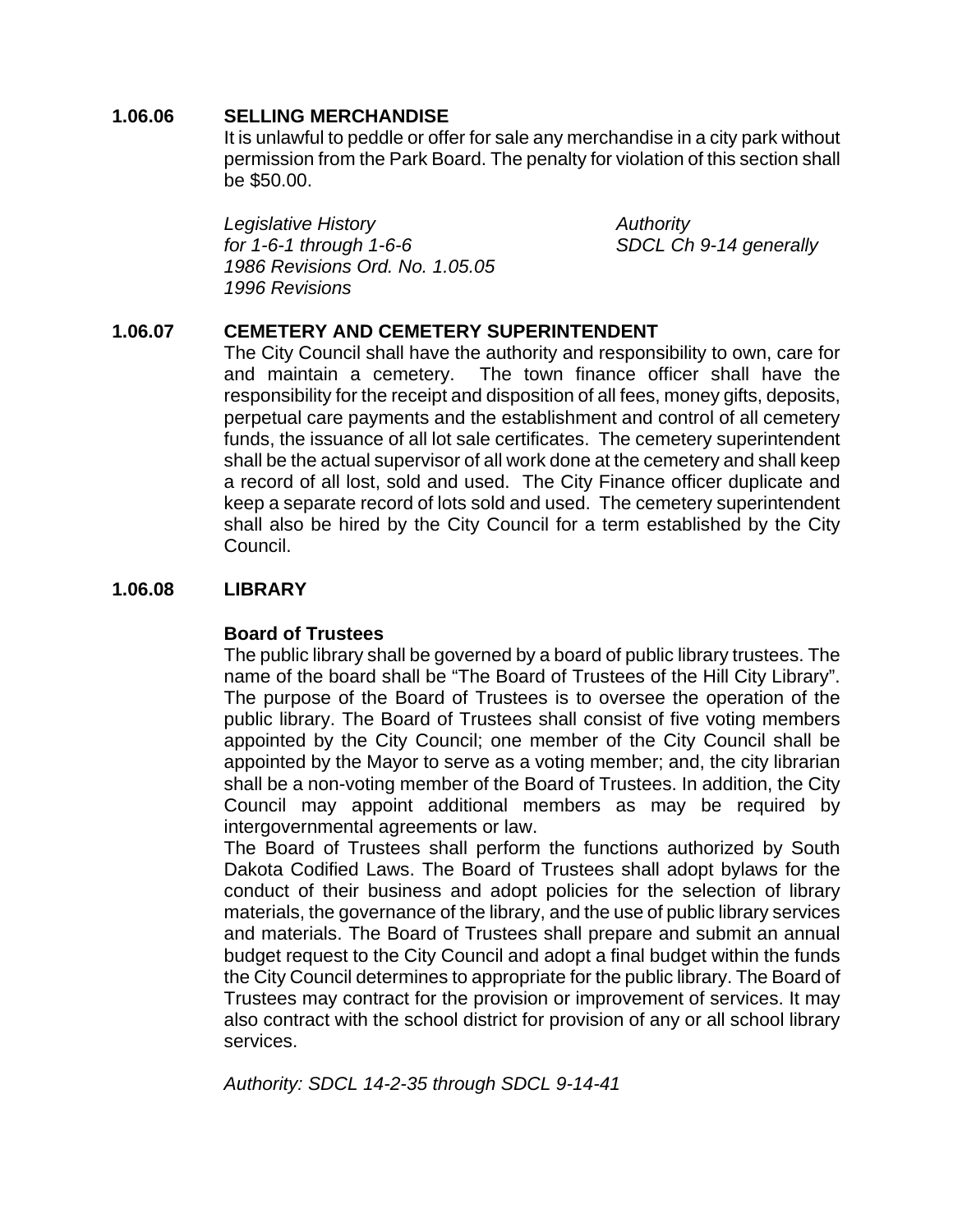### 1.06.06 SELLING MERCHANDISE

It is unlawful to peddle or offer for sale any merchandise in a city park without permission from the Park Board. The penalty for violation of this section shall be $50.00.

| *Legislative History* | *Authority* |
|---|---|
| *for 1-6-1 through 1-6-6* | *SDCL Ch 9-14 generally* |
| *1986 Revisions Ord. No. 1.05.05* | |
| *1996 Revisions* | |

### 1.06.07 CEMETERY AND CEMETERY SUPERINTENDENT

The City Council shall have the authority and responsibility to own, care for and maintain a cemetery. The town finance officer shall have the responsibility for the receipt and disposition of all fees, money gifts, deposits, perpetual care payments and the establishment and control of all cemetery funds, the issuance of all lot sale certificates. The cemetery superintendent shall be the actual supervisor of all work done at the cemetery and shall keep a record of all lost, sold and used. The City Finance officer duplicate and keep a separate record of lots sold and used. The cemetery superintendent shall also be hired by the City Council for a term established by the City Council.

### 1.06.08 LIBRARY

**Board of Trustees**

The public library shall be governed by a board of public library trustees. The name of the board shall be "The Board of Trustees of the Hill City Library". The purpose of the Board of Trustees is to oversee the operation of the public library. The Board of Trustees shall consist of five voting members appointed by the City Council; one member of the City Council shall be appointed by the Mayor to serve as a voting member; and, the city librarian shall be a non-voting member of the Board of Trustees. In addition, the City Council may appoint additional members as may be required by intergovernmental agreements or law.

The Board of Trustees shall perform the functions authorized by South Dakota Codified Laws. The Board of Trustees shall adopt bylaws for the conduct of their business and adopt policies for the selection of library materials, the governance of the library, and the use of public library services and materials. The Board of Trustees shall prepare and submit an annual budget request to the City Council and adopt a final budget within the funds the City Council determines to appropriate for the public library. The Board of Trustees may contract for the provision or improvement of services. It may also contract with the school district for provision of any or all school library services.

*Authority: SDCL 14-2-35 through SDCL 9-14-41*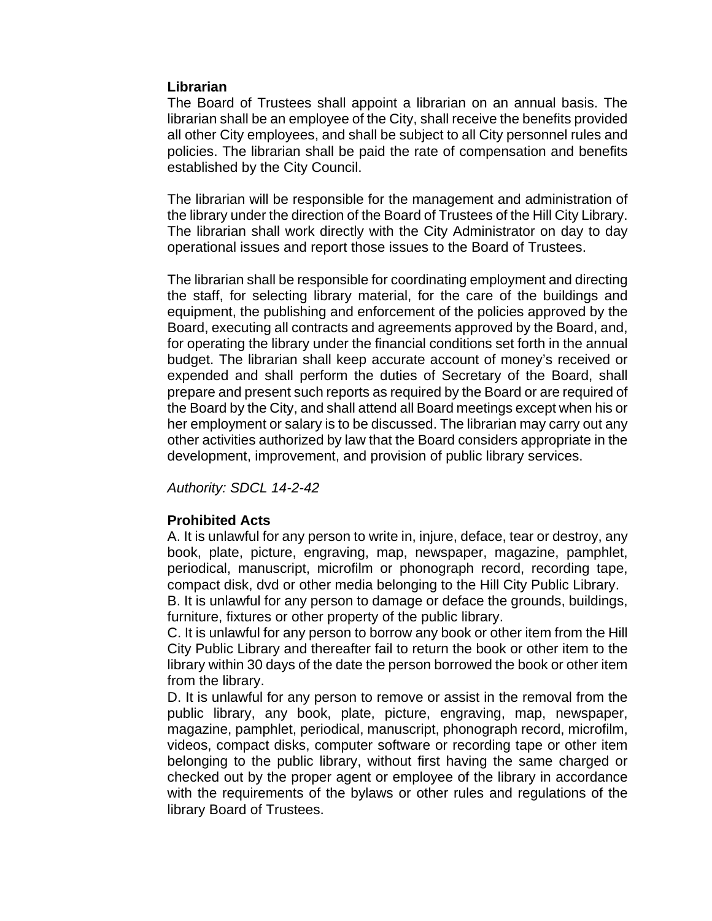**Librarian**

The Board of Trustees shall appoint a librarian on an annual basis. The librarian shall be an employee of the City, shall receive the benefits provided all other City employees, and shall be subject to all City personnel rules and policies. The librarian shall be paid the rate of compensation and benefits established by the City Council.

The librarian will be responsible for the management and administration of the library under the direction of the Board of Trustees of the Hill City Library. The librarian shall work directly with the City Administrator on day to day operational issues and report those issues to the Board of Trustees.

The librarian shall be responsible for coordinating employment and directing the staff, for selecting library material, for the care of the buildings and equipment, the publishing and enforcement of the policies approved by the Board, executing all contracts and agreements approved by the Board, and, for operating the library under the financial conditions set forth in the annual budget. The librarian shall keep accurate account of money's received or expended and shall perform the duties of Secretary of the Board, shall prepare and present such reports as required by the Board or are required of the Board by the City, and shall attend all Board meetings except when his or her employment or salary is to be discussed. The librarian may carry out any other activities authorized by law that the Board considers appropriate in the development, improvement, and provision of public library services.

*Authority: SDCL 14-2-42*

**Prohibited Acts**

A. It is unlawful for any person to write in, injure, deface, tear or destroy, any book, plate, picture, engraving, map, newspaper, magazine, pamphlet, periodical, manuscript, microfilm or phonograph record, recording tape, compact disk, dvd or other media belonging to the Hill City Public Library.
B. It is unlawful for any person to damage or deface the grounds, buildings, furniture, fixtures or other property of the public library.
C. It is unlawful for any person to borrow any book or other item from the Hill City Public Library and thereafter fail to return the book or other item to the library within 30 days of the date the person borrowed the book or other item from the library.
D. It is unlawful for any person to remove or assist in the removal from the public library, any book, plate, picture, engraving, map, newspaper, magazine, pamphlet, periodical, manuscript, phonograph record, microfilm, videos, compact disks, computer software or recording tape or other item belonging to the public library, without first having the same charged or checked out by the proper agent or employee of the library in accordance with the requirements of the bylaws or other rules and regulations of the library Board of Trustees.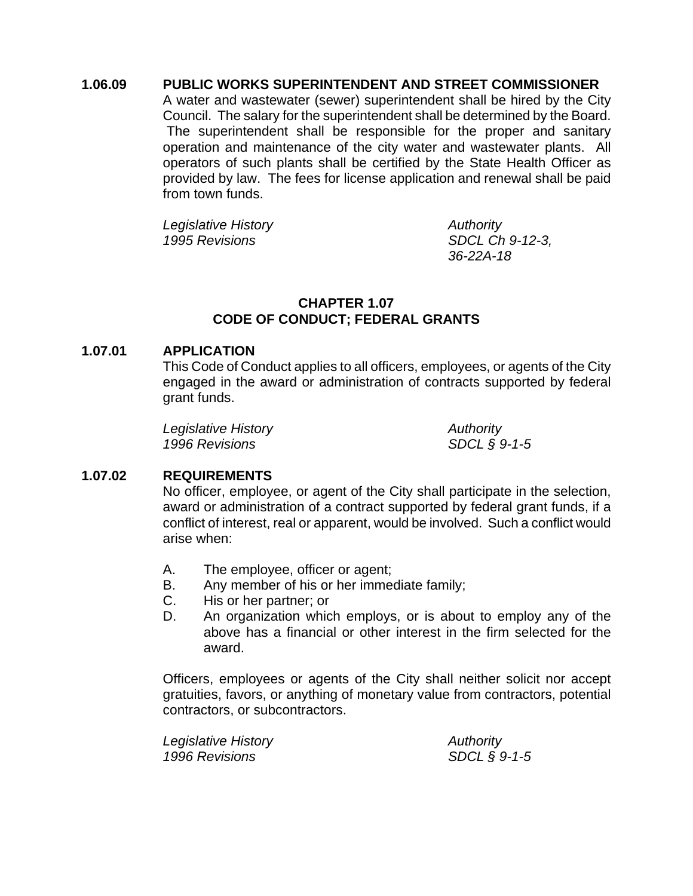### 1.06.09 PUBLIC WORKS SUPERINTENDENT AND STREET COMMISSIONER

A water and wastewater (sewer) superintendent shall be hired by the City Council. The salary for the superintendent shall be determined by the Board. The superintendent shall be responsible for the proper and sanitary operation and maintenance of the city water and wastewater plants. All operators of such plants shall be certified by the State Health Officer as provided by law. The fees for license application and renewal shall be paid from town funds.

| *Legislative History* | *Authority* |
|---|---|
| *1995 Revisions* | *SDCL Ch 9-12-3, 36-22A-18* |

## CHAPTER 1.07
## CODE OF CONDUCT; FEDERAL GRANTS

### 1.07.01 APPLICATION

This Code of Conduct applies to all officers, employees, or agents of the City engaged in the award or administration of contracts supported by federal grant funds.

| *Legislative History* | *Authority* |
|---|---|
| *1996 Revisions* | *SDCL § 9-1-5* |

### 1.07.02 REQUIREMENTS

No officer, employee, or agent of the City shall participate in the selection, award or administration of a contract supported by federal grant funds, if a conflict of interest, real or apparent, would be involved. Such a conflict would arise when:

A. The employee, officer or agent;
B. Any member of his or her immediate family;
C. His or her partner; or
D. An organization which employs, or is about to employ any of the above has a financial or other interest in the firm selected for the award.

Officers, employees or agents of the City shall neither solicit nor accept gratuities, favors, or anything of monetary value from contractors, potential contractors, or subcontractors.

| *Legislative History* | *Authority* |
|---|---|
| *1996 Revisions* | *SDCL § 9-1-5* |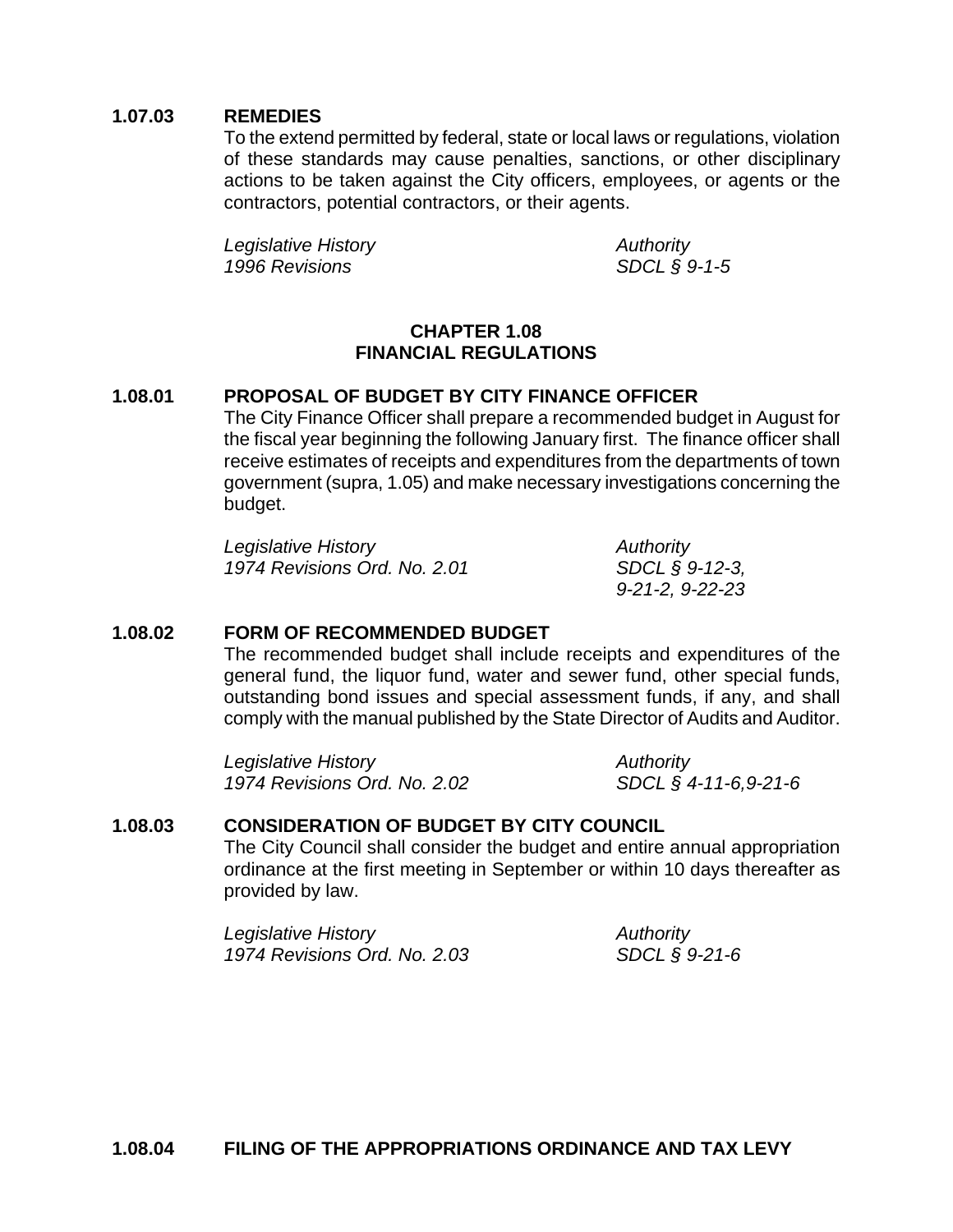**1.07.03 REMEDIES**

To the extend permitted by federal, state or local laws or regulations, violation of these standards may cause penalties, sanctions, or other disciplinary actions to be taken against the City officers, employees, or agents or the contractors, potential contractors, or their agents.

| *Legislative History* | *Authority* |
|---|---|
| *1996 Revisions* | *SDCL § 9-1-5* |

## CHAPTER 1.08
## FINANCIAL REGULATIONS

**1.08.01 PROPOSAL OF BUDGET BY CITY FINANCE OFFICER**

The City Finance Officer shall prepare a recommended budget in August for the fiscal year beginning the following January first. The finance officer shall receive estimates of receipts and expenditures from the departments of town government (supra, 1.05) and make necessary investigations concerning the budget.

| *Legislative History* | *Authority* |
|---|---|
| *1974 Revisions Ord. No. 2.01* | *SDCL § 9-12-3, 9-21-2, 9-22-23* |

**1.08.02 FORM OF RECOMMENDED BUDGET**

The recommended budget shall include receipts and expenditures of the general fund, the liquor fund, water and sewer fund, other special funds, outstanding bond issues and special assessment funds, if any, and shall comply with the manual published by the State Director of Audits and Auditor.

| *Legislative History* | *Authority* |
|---|---|
| *1974 Revisions Ord. No. 2.02* | *SDCL § 4-11-6,9-21-6* |

**1.08.03 CONSIDERATION OF BUDGET BY CITY COUNCIL**

The City Council shall consider the budget and entire annual appropriation ordinance at the first meeting in September or within 10 days thereafter as provided by law.

| *Legislative History* | *Authority* |
|---|---|
| *1974 Revisions Ord. No. 2.03* | *SDCL § 9-21-6* |

**1.08.04 FILING OF THE APPROPRIATIONS ORDINANCE AND TAX LEVY**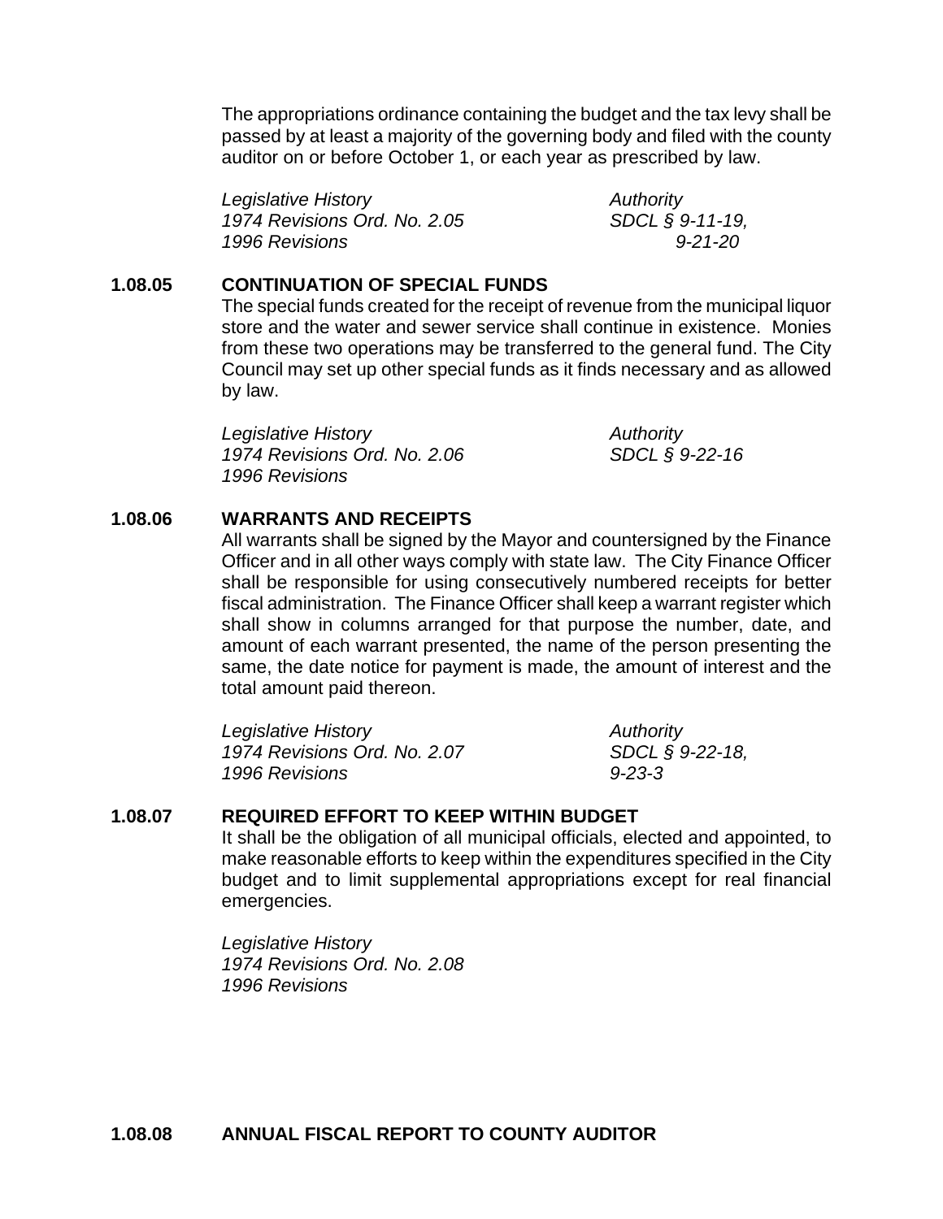The appropriations ordinance containing the budget and the tax levy shall be passed by at least a majority of the governing body and filed with the county auditor on or before October 1, or each year as prescribed by law.

| *Legislative History* | *Authority* |
|---|---|
| *1974 Revisions Ord. No. 2.05* | *SDCL § 9-11-19,* |
| *1996 Revisions* | *9-21-20* |

### 1.08.05 CONTINUATION OF SPECIAL FUNDS

The special funds created for the receipt of revenue from the municipal liquor store and the water and sewer service shall continue in existence. Monies from these two operations may be transferred to the general fund. The City Council may set up other special funds as it finds necessary and as allowed by law.

| *Legislative History* | *Authority* |
|---|---|
| *1974 Revisions Ord. No. 2.06* | *SDCL § 9-22-16* |
| *1996 Revisions* | |

### 1.08.06 WARRANTS AND RECEIPTS

All warrants shall be signed by the Mayor and countersigned by the Finance Officer and in all other ways comply with state law. The City Finance Officer shall be responsible for using consecutively numbered receipts for better fiscal administration. The Finance Officer shall keep a warrant register which shall show in columns arranged for that purpose the number, date, and amount of each warrant presented, the name of the person presenting the same, the date notice for payment is made, the amount of interest and the total amount paid thereon.

| *Legislative History* | *Authority* |
|---|---|
| *1974 Revisions Ord. No. 2.07* | *SDCL § 9-22-18,* |
| *1996 Revisions* | *9-23-3* |

### 1.08.07 REQUIRED EFFORT TO KEEP WITHIN BUDGET

It shall be the obligation of all municipal officials, elected and appointed, to make reasonable efforts to keep within the expenditures specified in the City budget and to limit supplemental appropriations except for real financial emergencies.

*Legislative History*
*1974 Revisions Ord. No. 2.08*
*1996 Revisions*

### 1.08.08 ANNUAL FISCAL REPORT TO COUNTY AUDITOR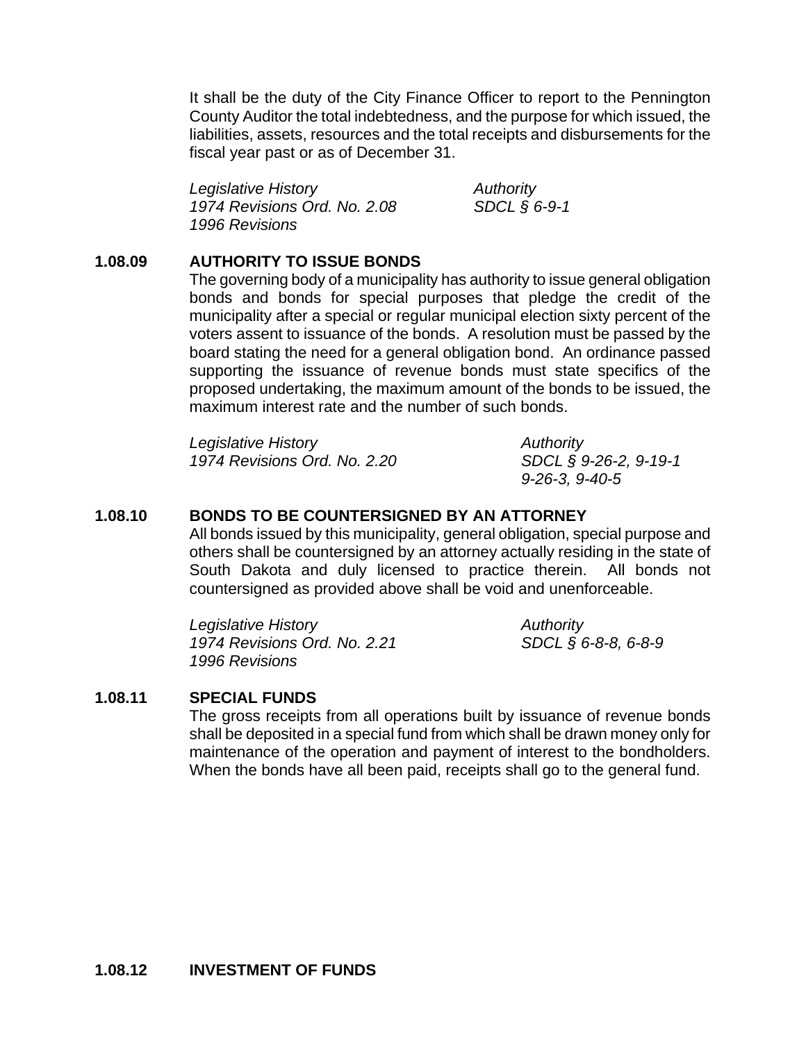It shall be the duty of the City Finance Officer to report to the Pennington County Auditor the total indebtedness, and the purpose for which issued, the liabilities, assets, resources and the total receipts and disbursements for the fiscal year past or as of December 31.

| *Legislative History* | *Authority* |
|---|---|
| *1974 Revisions Ord. No. 2.08* | *SDCL § 6-9-1* |
| *1996 Revisions* | |

### 1.08.09 AUTHORITY TO ISSUE BONDS

The governing body of a municipality has authority to issue general obligation bonds and bonds for special purposes that pledge the credit of the municipality after a special or regular municipal election sixty percent of the voters assent to issuance of the bonds. A resolution must be passed by the board stating the need for a general obligation bond. An ordinance passed supporting the issuance of revenue bonds must state specifics of the proposed undertaking, the maximum amount of the bonds to be issued, the maximum interest rate and the number of such bonds.

| *Legislative History* | *Authority* |
|---|---|
| *1974 Revisions Ord. No. 2.20* | *SDCL § 9-26-2, 9-19-1* |
| | *9-26-3, 9-40-5* |

### 1.08.10 BONDS TO BE COUNTERSIGNED BY AN ATTORNEY

All bonds issued by this municipality, general obligation, special purpose and others shall be countersigned by an attorney actually residing in the state of South Dakota and duly licensed to practice therein. All bonds not countersigned as provided above shall be void and unenforceable.

| *Legislative History* | *Authority* |
|---|---|
| *1974 Revisions Ord. No. 2.21* | *SDCL § 6-8-8, 6-8-9* |
| *1996 Revisions* | |

### 1.08.11 SPECIAL FUNDS

The gross receipts from all operations built by issuance of revenue bonds shall be deposited in a special fund from which shall be drawn money only for maintenance of the operation and payment of interest to the bondholders. When the bonds have all been paid, receipts shall go to the general fund.

### 1.08.12 INVESTMENT OF FUNDS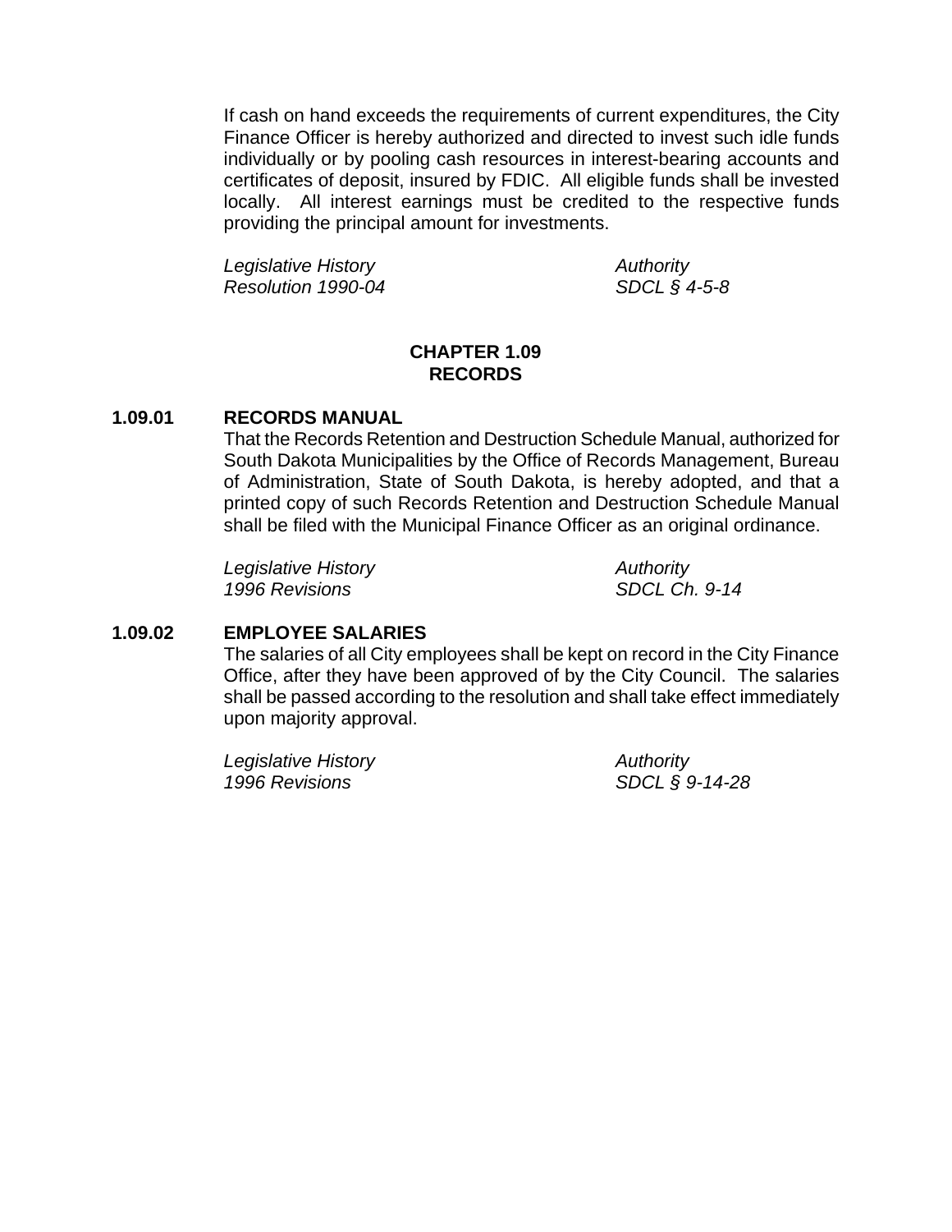If cash on hand exceeds the requirements of current expenditures, the City Finance Officer is hereby authorized and directed to invest such idle funds individually or by pooling cash resources in interest-bearing accounts and certificates of deposit, insured by FDIC. All eligible funds shall be invested locally. All interest earnings must be credited to the respective funds providing the principal amount for investments.

| *Legislative History* | *Authority* |
|---|---|
| *Resolution 1990-04* | *SDCL § 4-5-8* |

## CHAPTER 1.09
## RECORDS

### 1.09.01 RECORDS MANUAL

That the Records Retention and Destruction Schedule Manual, authorized for South Dakota Municipalities by the Office of Records Management, Bureau of Administration, State of South Dakota, is hereby adopted, and that a printed copy of such Records Retention and Destruction Schedule Manual shall be filed with the Municipal Finance Officer as an original ordinance.

| *Legislative History* | *Authority* |
|---|---|
| *1996 Revisions* | *SDCL Ch. 9-14* |

### 1.09.02 EMPLOYEE SALARIES

The salaries of all City employees shall be kept on record in the City Finance Office, after they have been approved of by the City Council. The salaries shall be passed according to the resolution and shall take effect immediately upon majority approval.

| *Legislative History* | *Authority* |
|---|---|
| *1996 Revisions* | *SDCL § 9-14-28* |